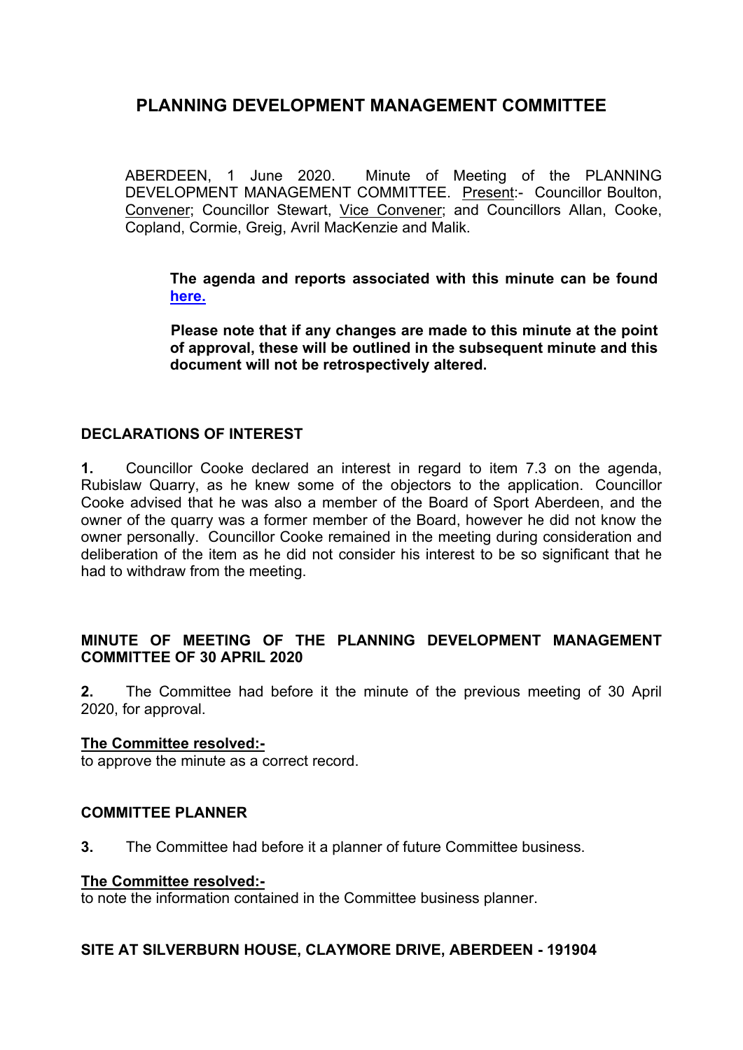# PLANNING DEVELOPMENT MANAGEMENT COMMITTEE

ABERDEEN, 1 June 2020. Minute of Meeting of the PLANNING DEVELOPMENT MANAGEMENT COMMITTEE. Present:- Councillor Boulton, Convener; Councillor Stewart, Vice Convener; and Councillors Allan, Cooke, Copland, Cormie, Greig, Avril MacKenzie and Malik.

> **The agenda and reports associated with this minute can be found [here.](#)**
>
> **Please note that if any changes are made to this minute at the point of approval, these will be outlined in the subsequent minute and this document will not be retrospectively altered.**

## DECLARATIONS OF INTEREST

**1.** Councillor Cooke declared an interest in regard to item 7.3 on the agenda, Rubislaw Quarry, as he knew some of the objectors to the application. Councillor Cooke advised that he was also a member of the Board of Sport Aberdeen, and the owner of the quarry was a former member of the Board, however he did not know the owner personally. Councillor Cooke remained in the meeting during consideration and deliberation of the item as he did not consider his interest to be so significant that he had to withdraw from the meeting.

## MINUTE OF MEETING OF THE PLANNING DEVELOPMENT MANAGEMENT COMMITTEE OF 30 APRIL 2020

**2.** The Committee had before it the minute of the previous meeting of 30 April 2020, for approval.

**The Committee resolved:-**
to approve the minute as a correct record.

## COMMITTEE PLANNER

**3.** The Committee had before it a planner of future Committee business.

**The Committee resolved:-**
to note the information contained in the Committee business planner.

## SITE AT SILVERBURN HOUSE, CLAYMORE DRIVE, ABERDEEN - 191904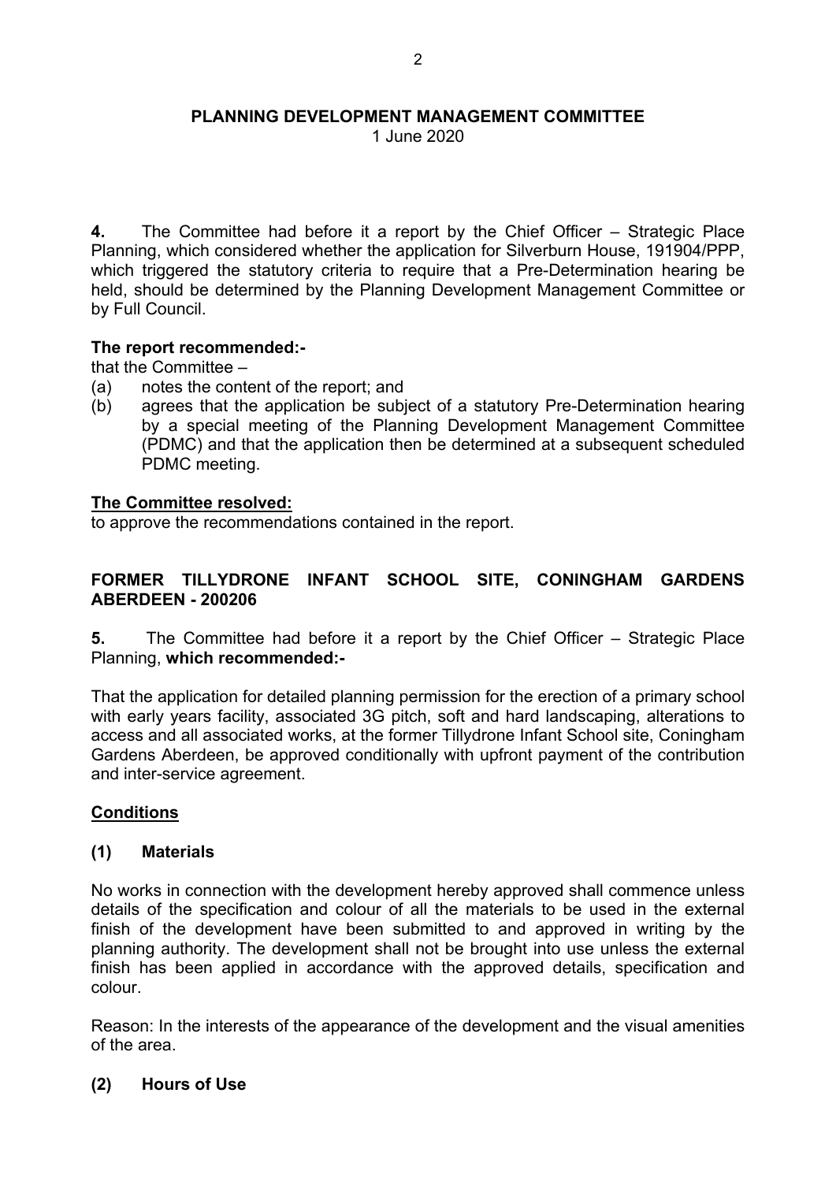## PLANNING DEVELOPMENT MANAGEMENT COMMITTEE

1 June 2020

**4.** The Committee had before it a report by the Chief Officer – Strategic Place Planning, which considered whether the application for Silverburn House, 191904/PPP, which triggered the statutory criteria to require that a Pre-Determination hearing be held, should be determined by the Planning Development Management Committee or by Full Council.

**The report recommended:-**

that the Committee –

(a) notes the content of the report; and

(b) agrees that the application be subject of a statutory Pre-Determination hearing by a special meeting of the Planning Development Management Committee (PDMC) and that the application then be determined at a subsequent scheduled PDMC meeting.

**The Committee resolved:**

to approve the recommendations contained in the report.

## FORMER TILLYDRONE INFANT SCHOOL SITE, CONINGHAM GARDENS ABERDEEN - 200206

**5.** The Committee had before it a report by the Chief Officer – Strategic Place Planning, **which recommended:-**

That the application for detailed planning permission for the erection of a primary school with early years facility, associated 3G pitch, soft and hard landscaping, alterations to access and all associated works, at the former Tillydrone Infant School site, Coningham Gardens Aberdeen, be approved conditionally with upfront payment of the contribution and inter-service agreement.

**Conditions**

**(1) Materials**

No works in connection with the development hereby approved shall commence unless details of the specification and colour of all the materials to be used in the external finish of the development have been submitted to and approved in writing by the planning authority. The development shall not be brought into use unless the external finish has been applied in accordance with the approved details, specification and colour.

Reason: In the interests of the appearance of the development and the visual amenities of the area.

**(2) Hours of Use**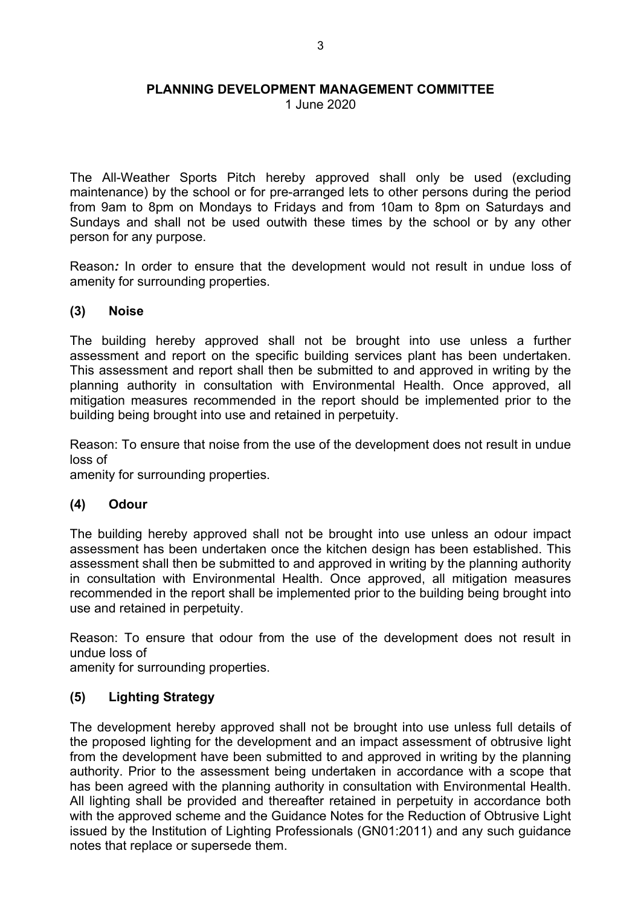# PLANNING DEVELOPMENT MANAGEMENT COMMITTEE

1 June 2020

The All-Weather Sports Pitch hereby approved shall only be used (excluding maintenance) by the school or for pre-arranged lets to other persons during the period from 9am to 8pm on Mondays to Fridays and from 10am to 8pm on Saturdays and Sundays and shall not be used outwith these times by the school or by any other person for any purpose.

Reason*:* In order to ensure that the development would not result in undue loss of amenity for surrounding properties.

### (3) Noise

The building hereby approved shall not be brought into use unless a further assessment and report on the specific building services plant has been undertaken. This assessment and report shall then be submitted to and approved in writing by the planning authority in consultation with Environmental Health. Once approved, all mitigation measures recommended in the report should be implemented prior to the building being brought into use and retained in perpetuity.

Reason: To ensure that noise from the use of the development does not result in undue loss of
amenity for surrounding properties.

### (4) Odour

The building hereby approved shall not be brought into use unless an odour impact assessment has been undertaken once the kitchen design has been established. This assessment shall then be submitted to and approved in writing by the planning authority in consultation with Environmental Health. Once approved, all mitigation measures recommended in the report shall be implemented prior to the building being brought into use and retained in perpetuity.

Reason: To ensure that odour from the use of the development does not result in undue loss of
amenity for surrounding properties.

### (5) Lighting Strategy

The development hereby approved shall not be brought into use unless full details of the proposed lighting for the development and an impact assessment of obtrusive light from the development have been submitted to and approved in writing by the planning authority. Prior to the assessment being undertaken in accordance with a scope that has been agreed with the planning authority in consultation with Environmental Health. All lighting shall be provided and thereafter retained in perpetuity in accordance both with the approved scheme and the Guidance Notes for the Reduction of Obtrusive Light issued by the Institution of Lighting Professionals (GN01:2011) and any such guidance notes that replace or supersede them.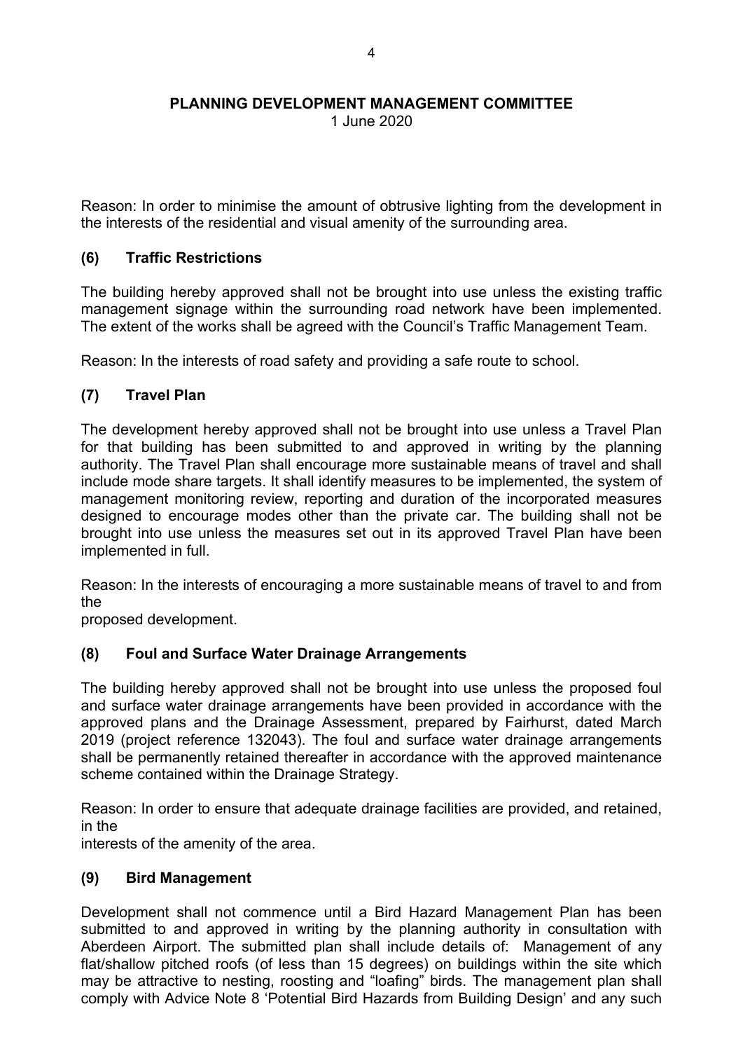Reason: In order to minimise the amount of obtrusive lighting from the development in the interests of the residential and visual amenity of the surrounding area.

### (6) Traffic Restrictions

The building hereby approved shall not be brought into use unless the existing traffic management signage within the surrounding road network have been implemented. The extent of the works shall be agreed with the Council's Traffic Management Team.

Reason: In the interests of road safety and providing a safe route to school.

### (7) Travel Plan

The development hereby approved shall not be brought into use unless a Travel Plan for that building has been submitted to and approved in writing by the planning authority. The Travel Plan shall encourage more sustainable means of travel and shall include mode share targets. It shall identify measures to be implemented, the system of management monitoring review, reporting and duration of the incorporated measures designed to encourage modes other than the private car. The building shall not be brought into use unless the measures set out in its approved Travel Plan have been implemented in full.

Reason: In the interests of encouraging a more sustainable means of travel to and from the
proposed development.

### (8) Foul and Surface Water Drainage Arrangements

The building hereby approved shall not be brought into use unless the proposed foul and surface water drainage arrangements have been provided in accordance with the approved plans and the Drainage Assessment, prepared by Fairhurst, dated March 2019 (project reference 132043). The foul and surface water drainage arrangements shall be permanently retained thereafter in accordance with the approved maintenance scheme contained within the Drainage Strategy.

Reason: In order to ensure that adequate drainage facilities are provided, and retained, in the
interests of the amenity of the area.

### (9) Bird Management

Development shall not commence until a Bird Hazard Management Plan has been submitted to and approved in writing by the planning authority in consultation with Aberdeen Airport. The submitted plan shall include details of: Management of any flat/shallow pitched roofs (of less than 15 degrees) on buildings within the site which may be attractive to nesting, roosting and "loafing" birds. The management plan shall comply with Advice Note 8 'Potential Bird Hazards from Building Design' and any such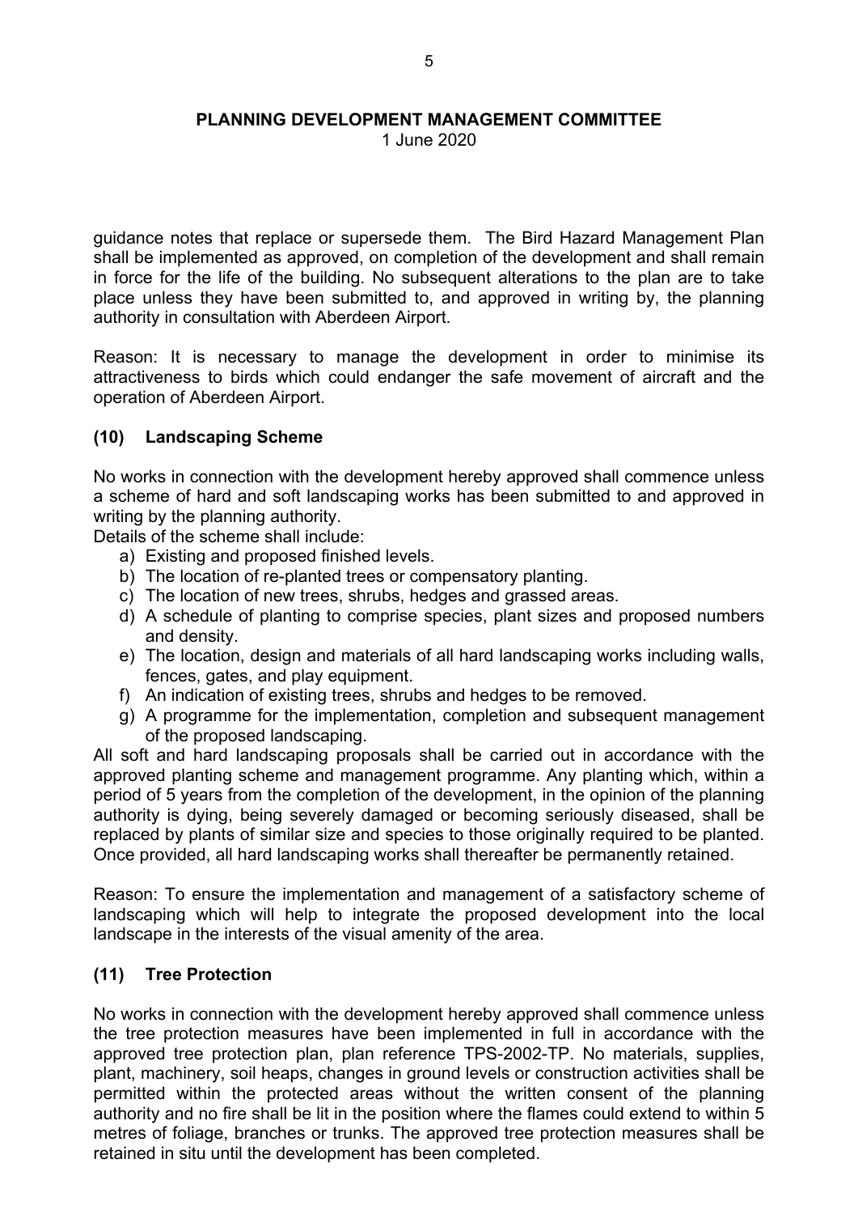guidance notes that replace or supersede them. The Bird Hazard Management Plan shall be implemented as approved, on completion of the development and shall remain in force for the life of the building. No subsequent alterations to the plan are to take place unless they have been submitted to, and approved in writing by, the planning authority in consultation with Aberdeen Airport.

Reason: It is necessary to manage the development in order to minimise its attractiveness to birds which could endanger the safe movement of aircraft and the operation of Aberdeen Airport.

### (10) Landscaping Scheme

No works in connection with the development hereby approved shall commence unless a scheme of hard and soft landscaping works has been submitted to and approved in writing by the planning authority.
Details of the scheme shall include:

a) Existing and proposed finished levels.
b) The location of re-planted trees or compensatory planting.
c) The location of new trees, shrubs, hedges and grassed areas.
d) A schedule of planting to comprise species, plant sizes and proposed numbers and density.
e) The location, design and materials of all hard landscaping works including walls, fences, gates, and play equipment.
f) An indication of existing trees, shrubs and hedges to be removed.
g) A programme for the implementation, completion and subsequent management of the proposed landscaping.

All soft and hard landscaping proposals shall be carried out in accordance with the approved planting scheme and management programme. Any planting which, within a period of 5 years from the completion of the development, in the opinion of the planning authority is dying, being severely damaged or becoming seriously diseased, shall be replaced by plants of similar size and species to those originally required to be planted. Once provided, all hard landscaping works shall thereafter be permanently retained.

Reason: To ensure the implementation and management of a satisfactory scheme of landscaping which will help to integrate the proposed development into the local landscape in the interests of the visual amenity of the area.

### (11) Tree Protection

No works in connection with the development hereby approved shall commence unless the tree protection measures have been implemented in full in accordance with the approved tree protection plan, plan reference TPS-2002-TP. No materials, supplies, plant, machinery, soil heaps, changes in ground levels or construction activities shall be permitted within the protected areas without the written consent of the planning authority and no fire shall be lit in the position where the flames could extend to within 5 metres of foliage, branches or trunks. The approved tree protection measures shall be retained in situ until the development has been completed.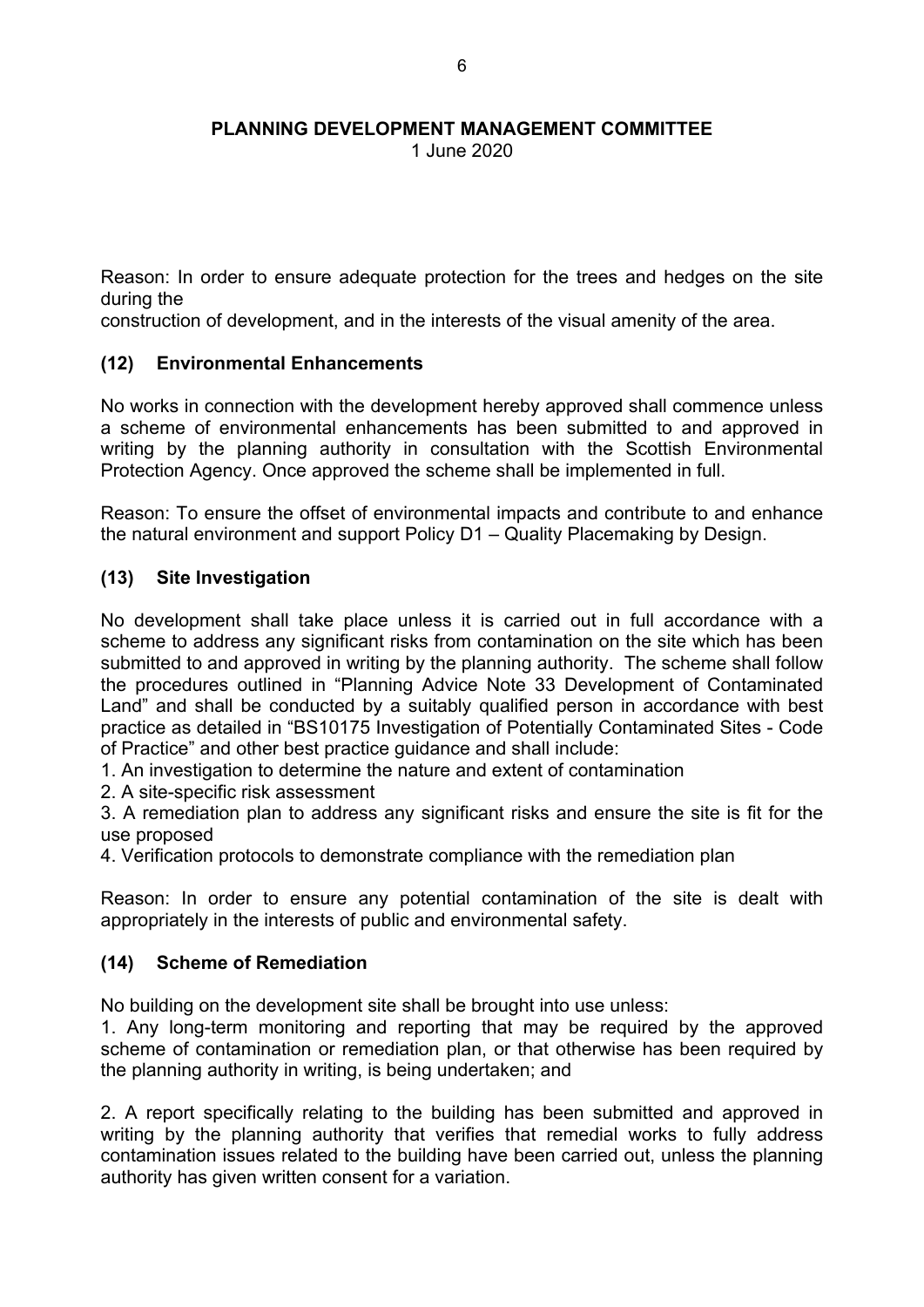Reason: In order to ensure adequate protection for the trees and hedges on the site during the construction of development, and in the interests of the visual amenity of the area.

### (12) Environmental Enhancements

No works in connection with the development hereby approved shall commence unless a scheme of environmental enhancements has been submitted to and approved in writing by the planning authority in consultation with the Scottish Environmental Protection Agency. Once approved the scheme shall be implemented in full.

Reason: To ensure the offset of environmental impacts and contribute to and enhance the natural environment and support Policy D1 – Quality Placemaking by Design.

### (13) Site Investigation

No development shall take place unless it is carried out in full accordance with a scheme to address any significant risks from contamination on the site which has been submitted to and approved in writing by the planning authority. The scheme shall follow the procedures outlined in "Planning Advice Note 33 Development of Contaminated Land" and shall be conducted by a suitably qualified person in accordance with best practice as detailed in "BS10175 Investigation of Potentially Contaminated Sites - Code of Practice" and other best practice guidance and shall include:

1. An investigation to determine the nature and extent of contamination
2. A site-specific risk assessment
3. A remediation plan to address any significant risks and ensure the site is fit for the use proposed
4. Verification protocols to demonstrate compliance with the remediation plan

Reason: In order to ensure any potential contamination of the site is dealt with appropriately in the interests of public and environmental safety.

### (14) Scheme of Remediation

No building on the development site shall be brought into use unless:

1. Any long-term monitoring and reporting that may be required by the approved scheme of contamination or remediation plan, or that otherwise has been required by the planning authority in writing, is being undertaken; and

2. A report specifically relating to the building has been submitted and approved in writing by the planning authority that verifies that remedial works to fully address contamination issues related to the building have been carried out, unless the planning authority has given written consent for a variation.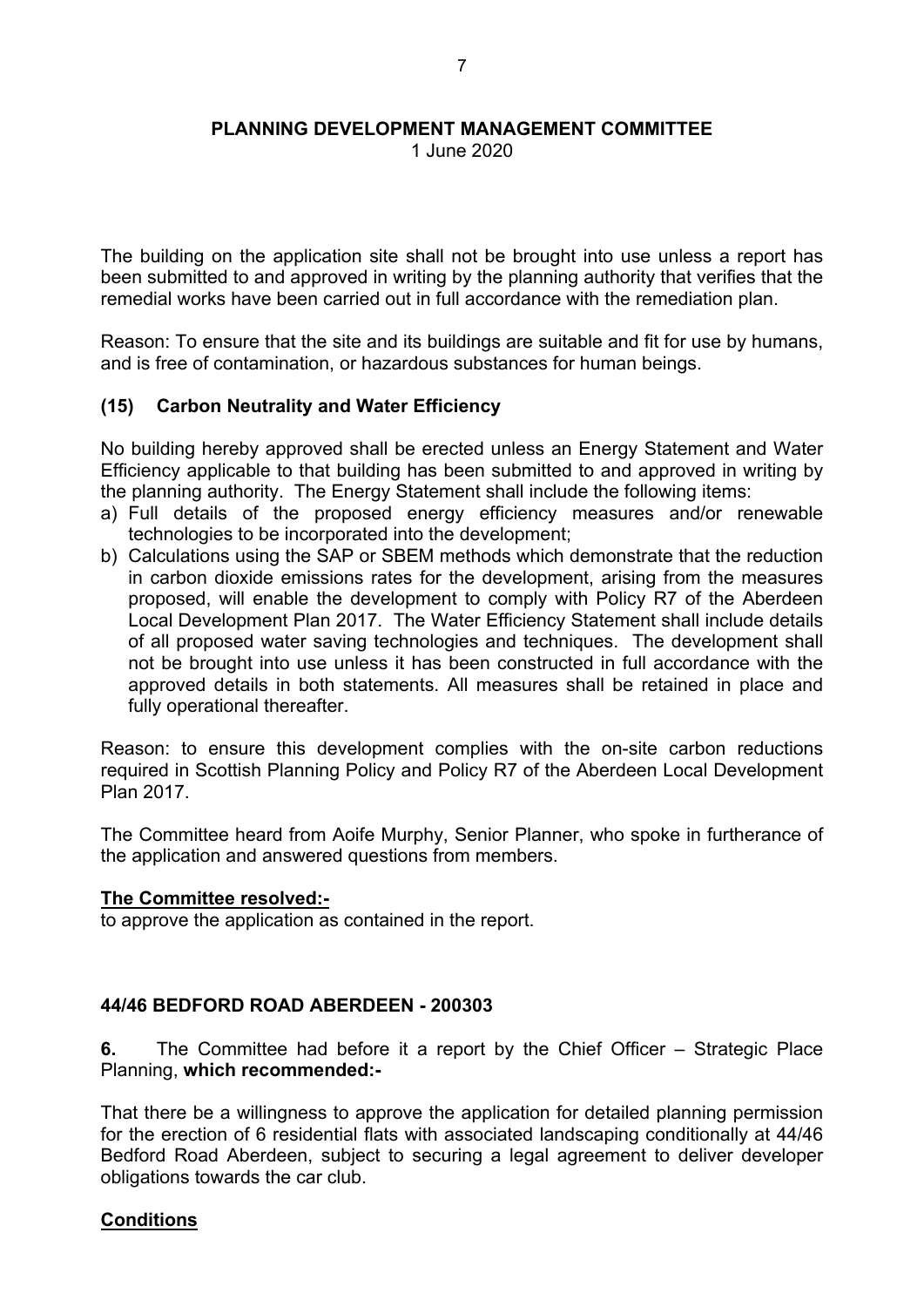The building on the application site shall not be brought into use unless a report has been submitted to and approved in writing by the planning authority that verifies that the remedial works have been carried out in full accordance with the remediation plan.

Reason: To ensure that the site and its buildings are suitable and fit for use by humans, and is free of contamination, or hazardous substances for human beings.

### (15) Carbon Neutrality and Water Efficiency

No building hereby approved shall be erected unless an Energy Statement and Water Efficiency applicable to that building has been submitted to and approved in writing by the planning authority. The Energy Statement shall include the following items:

a) Full details of the proposed energy efficiency measures and/or renewable technologies to be incorporated into the development;
b) Calculations using the SAP or SBEM methods which demonstrate that the reduction in carbon dioxide emissions rates for the development, arising from the measures proposed, will enable the development to comply with Policy R7 of the Aberdeen Local Development Plan 2017. The Water Efficiency Statement shall include details of all proposed water saving technologies and techniques. The development shall not be brought into use unless it has been constructed in full accordance with the approved details in both statements. All measures shall be retained in place and fully operational thereafter.

Reason: to ensure this development complies with the on-site carbon reductions required in Scottish Planning Policy and Policy R7 of the Aberdeen Local Development Plan 2017.

The Committee heard from Aoife Murphy, Senior Planner, who spoke in furtherance of the application and answered questions from members.

**The Committee resolved:-**
to approve the application as contained in the report.

## 44/46 BEDFORD ROAD ABERDEEN - 200303

**6.** The Committee had before it a report by the Chief Officer – Strategic Place Planning, **which recommended:-**

That there be a willingness to approve the application for detailed planning permission for the erection of 6 residential flats with associated landscaping conditionally at 44/46 Bedford Road Aberdeen, subject to securing a legal agreement to deliver developer obligations towards the car club.

### Conditions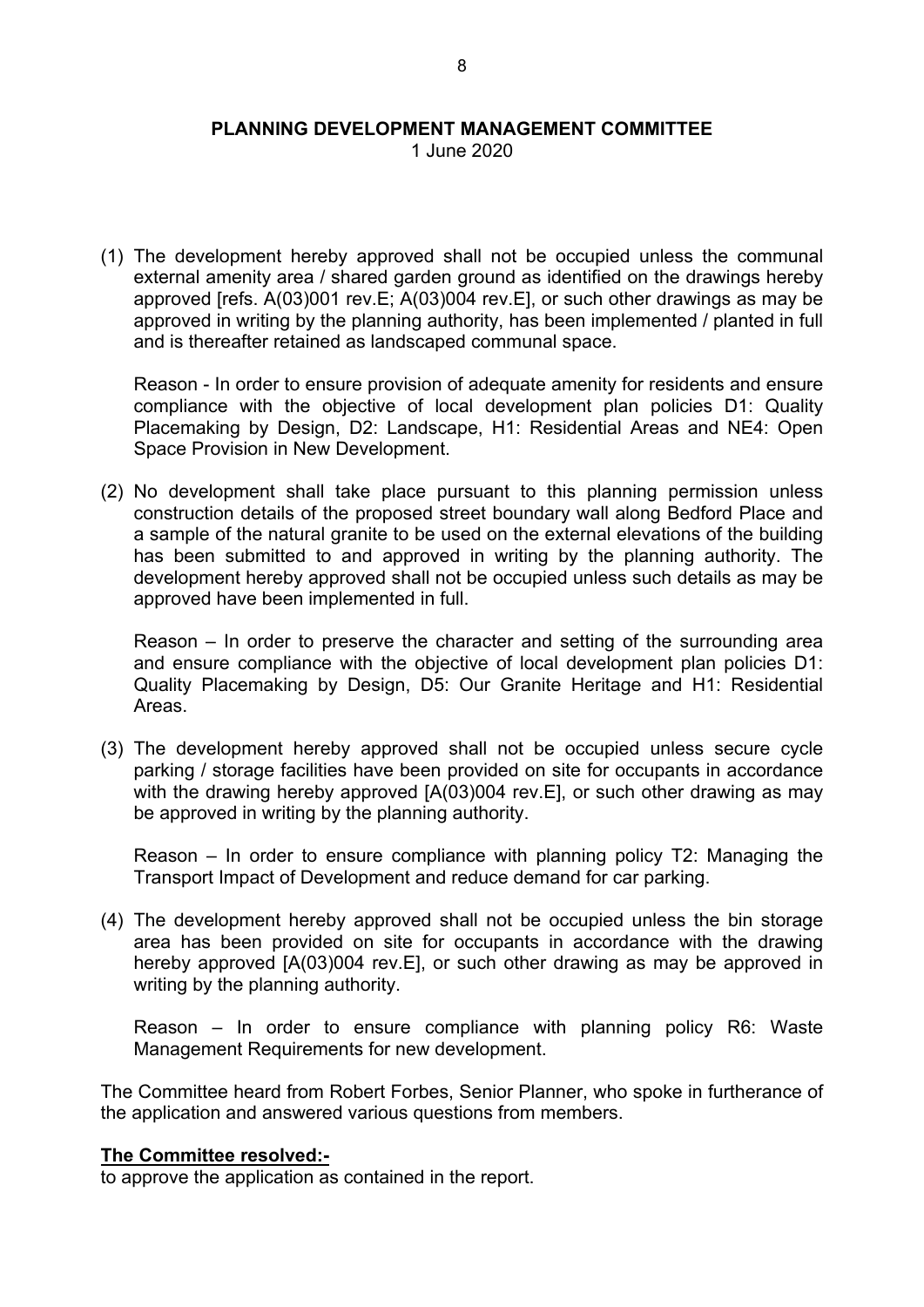(1) The development hereby approved shall not be occupied unless the communal external amenity area / shared garden ground as identified on the drawings hereby approved [refs. A(03)001 rev.E; A(03)004 rev.E], or such other drawings as may be approved in writing by the planning authority, has been implemented / planted in full and is thereafter retained as landscaped communal space.

   Reason - In order to ensure provision of adequate amenity for residents and ensure compliance with the objective of local development plan policies D1: Quality Placemaking by Design, D2: Landscape, H1: Residential Areas and NE4: Open Space Provision in New Development.

(2) No development shall take place pursuant to this planning permission unless construction details of the proposed street boundary wall along Bedford Place and a sample of the natural granite to be used on the external elevations of the building has been submitted to and approved in writing by the planning authority. The development hereby approved shall not be occupied unless such details as may be approved have been implemented in full.

   Reason – In order to preserve the character and setting of the surrounding area and ensure compliance with the objective of local development plan policies D1: Quality Placemaking by Design, D5: Our Granite Heritage and H1: Residential Areas.

(3) The development hereby approved shall not be occupied unless secure cycle parking / storage facilities have been provided on site for occupants in accordance with the drawing hereby approved [A(03)004 rev.E], or such other drawing as may be approved in writing by the planning authority.

   Reason – In order to ensure compliance with planning policy T2: Managing the Transport Impact of Development and reduce demand for car parking.

(4) The development hereby approved shall not be occupied unless the bin storage area has been provided on site for occupants in accordance with the drawing hereby approved [A(03)004 rev.E], or such other drawing as may be approved in writing by the planning authority.

   Reason – In order to ensure compliance with planning policy R6: Waste Management Requirements for new development.

The Committee heard from Robert Forbes, Senior Planner, who spoke in furtherance of the application and answered various questions from members.

**The Committee resolved:-**
to approve the application as contained in the report.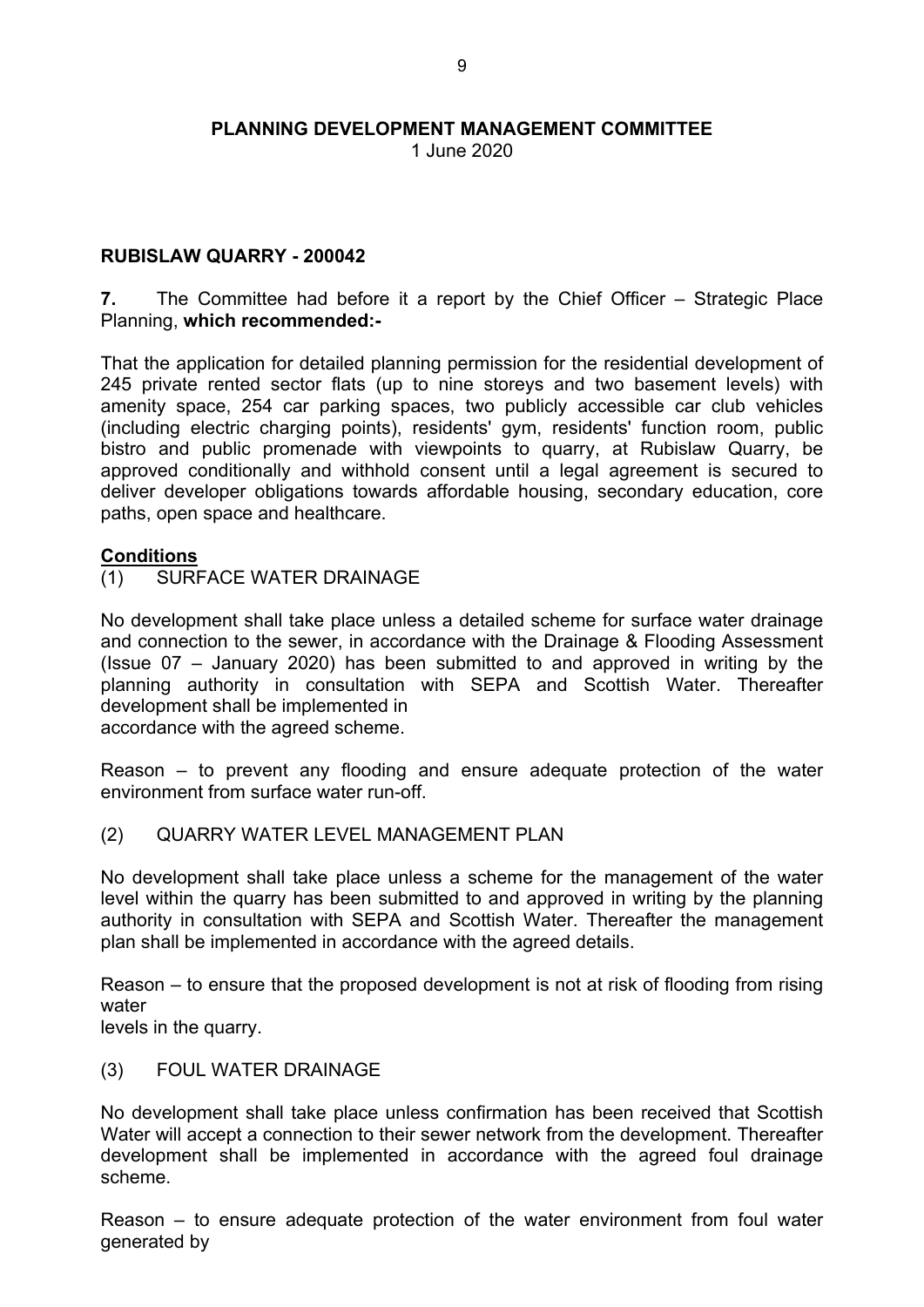**PLANNING DEVELOPMENT MANAGEMENT COMMITTEE**
1 June 2020

**RUBISLAW QUARRY - 200042**

**7.** The Committee had before it a report by the Chief Officer – Strategic Place Planning, **which recommended:-**

That the application for detailed planning permission for the residential development of 245 private rented sector flats (up to nine storeys and two basement levels) with amenity space, 254 car parking spaces, two publicly accessible car club vehicles (including electric charging points), residents' gym, residents' function room, public bistro and public promenade with viewpoints to quarry, at Rubislaw Quarry, be approved conditionally and withhold consent until a legal agreement is secured to deliver developer obligations towards affordable housing, secondary education, core paths, open space and healthcare.

**Conditions**

(1) SURFACE WATER DRAINAGE

No development shall take place unless a detailed scheme for surface water drainage and connection to the sewer, in accordance with the Drainage & Flooding Assessment (Issue 07 – January 2020) has been submitted to and approved in writing by the planning authority in consultation with SEPA and Scottish Water. Thereafter development shall be implemented in accordance with the agreed scheme.

Reason – to prevent any flooding and ensure adequate protection of the water environment from surface water run-off.

(2) QUARRY WATER LEVEL MANAGEMENT PLAN

No development shall take place unless a scheme for the management of the water level within the quarry has been submitted to and approved in writing by the planning authority in consultation with SEPA and Scottish Water. Thereafter the management plan shall be implemented in accordance with the agreed details.

Reason – to ensure that the proposed development is not at risk of flooding from rising water levels in the quarry.

(3) FOUL WATER DRAINAGE

No development shall take place unless confirmation has been received that Scottish Water will accept a connection to their sewer network from the development. Thereafter development shall be implemented in accordance with the agreed foul drainage scheme.

Reason – to ensure adequate protection of the water environment from foul water generated by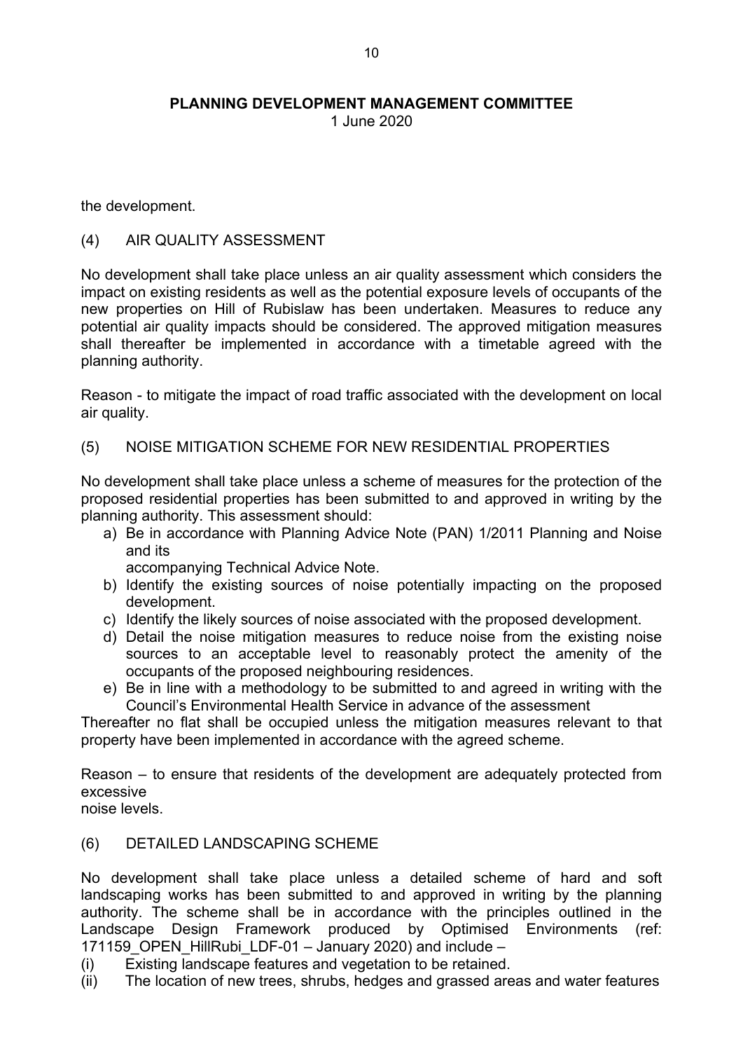the development.

(4) AIR QUALITY ASSESSMENT

No development shall take place unless an air quality assessment which considers the impact on existing residents as well as the potential exposure levels of occupants of the new properties on Hill of Rubislaw has been undertaken. Measures to reduce any potential air quality impacts should be considered. The approved mitigation measures shall thereafter be implemented in accordance with a timetable agreed with the planning authority.

Reason - to mitigate the impact of road traffic associated with the development on local air quality.

(5) NOISE MITIGATION SCHEME FOR NEW RESIDENTIAL PROPERTIES

No development shall take place unless a scheme of measures for the protection of the proposed residential properties has been submitted to and approved in writing by the planning authority. This assessment should:

a) Be in accordance with Planning Advice Note (PAN) 1/2011 Planning and Noise and its
   accompanying Technical Advice Note.
b) Identify the existing sources of noise potentially impacting on the proposed development.
c) Identify the likely sources of noise associated with the proposed development.
d) Detail the noise mitigation measures to reduce noise from the existing noise sources to an acceptable level to reasonably protect the amenity of the occupants of the proposed neighbouring residences.
e) Be in line with a methodology to be submitted to and agreed in writing with the Council's Environmental Health Service in advance of the assessment

Thereafter no flat shall be occupied unless the mitigation measures relevant to that property have been implemented in accordance with the agreed scheme.

Reason – to ensure that residents of the development are adequately protected from excessive
noise levels.

(6) DETAILED LANDSCAPING SCHEME

No development shall take place unless a detailed scheme of hard and soft landscaping works has been submitted to and approved in writing by the planning authority. The scheme shall be in accordance with the principles outlined in the Landscape Design Framework produced by Optimised Environments (ref: 171159_OPEN_HillRubi_LDF-01 – January 2020) and include –

(i) Existing landscape features and vegetation to be retained.
(ii) The location of new trees, shrubs, hedges and grassed areas and water features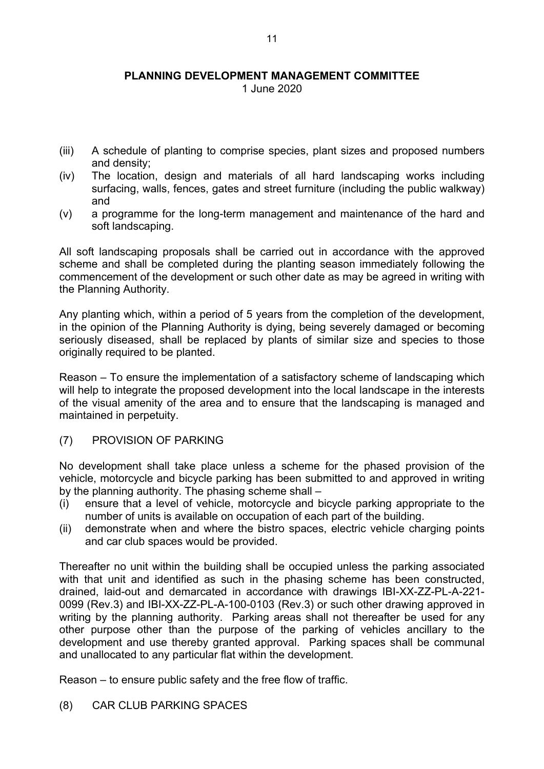(iii) A schedule of planting to comprise species, plant sizes and proposed numbers and density;

(iv) The location, design and materials of all hard landscaping works including surfacing, walls, fences, gates and street furniture (including the public walkway) and

(v) a programme for the long-term management and maintenance of the hard and soft landscaping.

All soft landscaping proposals shall be carried out in accordance with the approved scheme and shall be completed during the planting season immediately following the commencement of the development or such other date as may be agreed in writing with the Planning Authority.

Any planting which, within a period of 5 years from the completion of the development, in the opinion of the Planning Authority is dying, being severely damaged or becoming seriously diseased, shall be replaced by plants of similar size and species to those originally required to be planted.

Reason – To ensure the implementation of a satisfactory scheme of landscaping which will help to integrate the proposed development into the local landscape in the interests of the visual amenity of the area and to ensure that the landscaping is managed and maintained in perpetuity.

(7) PROVISION OF PARKING

No development shall take place unless a scheme for the phased provision of the vehicle, motorcycle and bicycle parking has been submitted to and approved in writing by the planning authority. The phasing scheme shall –

(i) ensure that a level of vehicle, motorcycle and bicycle parking appropriate to the number of units is available on occupation of each part of the building.

(ii) demonstrate when and where the bistro spaces, electric vehicle charging points and car club spaces would be provided.

Thereafter no unit within the building shall be occupied unless the parking associated with that unit and identified as such in the phasing scheme has been constructed, drained, laid-out and demarcated in accordance with drawings IBI-XX-ZZ-PL-A-221-0099 (Rev.3) and IBI-XX-ZZ-PL-A-100-0103 (Rev.3) or such other drawing approved in writing by the planning authority. Parking areas shall not thereafter be used for any other purpose other than the purpose of the parking of vehicles ancillary to the development and use thereby granted approval. Parking spaces shall be communal and unallocated to any particular flat within the development.

Reason – to ensure public safety and the free flow of traffic.

(8) CAR CLUB PARKING SPACES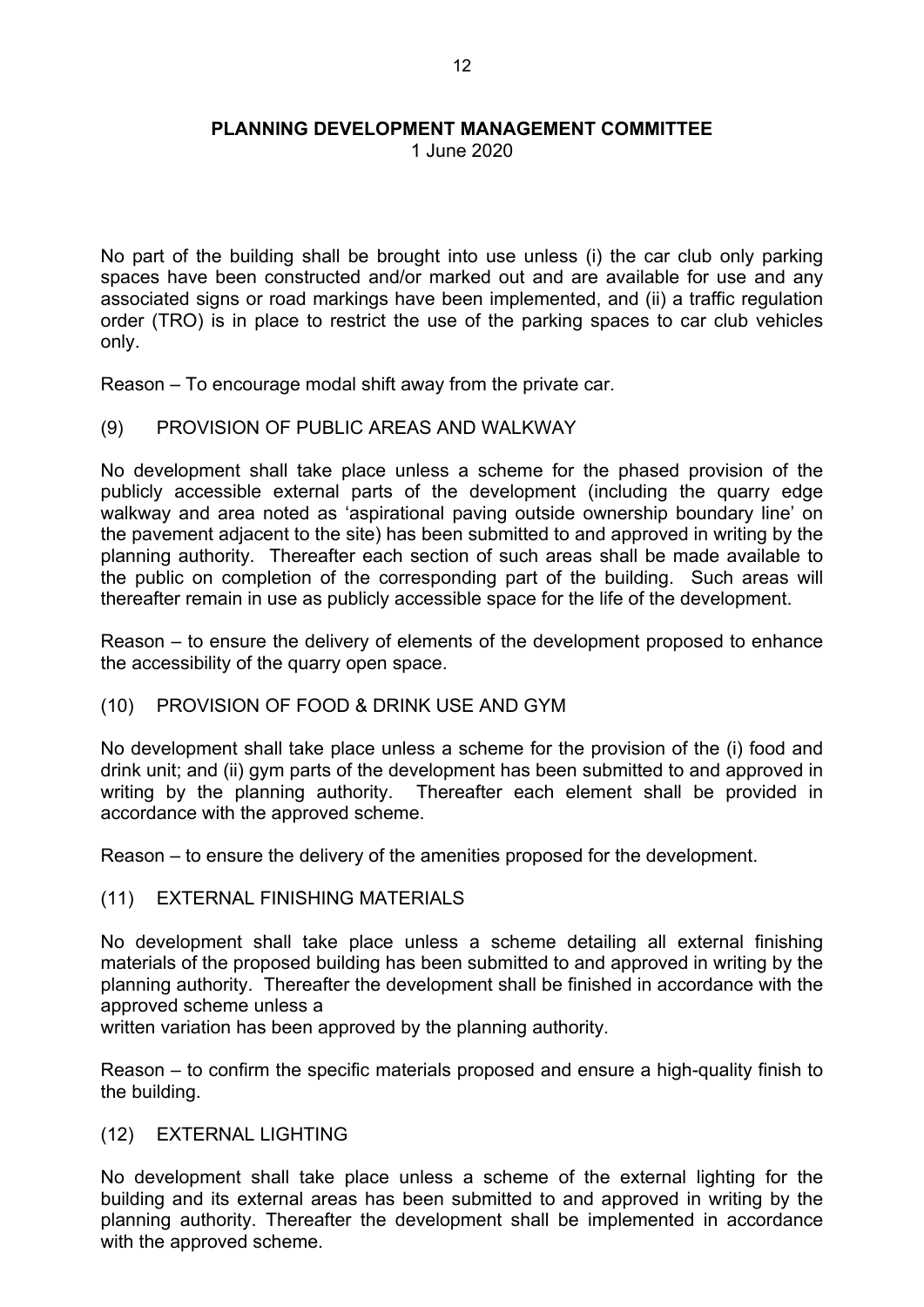**PLANNING DEVELOPMENT MANAGEMENT COMMITTEE**
1 June 2020

No part of the building shall be brought into use unless (i) the car club only parking spaces have been constructed and/or marked out and are available for use and any associated signs or road markings have been implemented, and (ii) a traffic regulation order (TRO) is in place to restrict the use of the parking spaces to car club vehicles only.

Reason – To encourage modal shift away from the private car.

(9) PROVISION OF PUBLIC AREAS AND WALKWAY

No development shall take place unless a scheme for the phased provision of the publicly accessible external parts of the development (including the quarry edge walkway and area noted as 'aspirational paving outside ownership boundary line' on the pavement adjacent to the site) has been submitted to and approved in writing by the planning authority. Thereafter each section of such areas shall be made available to the public on completion of the corresponding part of the building. Such areas will thereafter remain in use as publicly accessible space for the life of the development.

Reason – to ensure the delivery of elements of the development proposed to enhance the accessibility of the quarry open space.

(10) PROVISION OF FOOD & DRINK USE AND GYM

No development shall take place unless a scheme for the provision of the (i) food and drink unit; and (ii) gym parts of the development has been submitted to and approved in writing by the planning authority. Thereafter each element shall be provided in accordance with the approved scheme.

Reason – to ensure the delivery of the amenities proposed for the development.

(11) EXTERNAL FINISHING MATERIALS

No development shall take place unless a scheme detailing all external finishing materials of the proposed building has been submitted to and approved in writing by the planning authority. Thereafter the development shall be finished in accordance with the approved scheme unless a
written variation has been approved by the planning authority.

Reason – to confirm the specific materials proposed and ensure a high-quality finish to the building.

(12) EXTERNAL LIGHTING

No development shall take place unless a scheme of the external lighting for the building and its external areas has been submitted to and approved in writing by the planning authority. Thereafter the development shall be implemented in accordance with the approved scheme.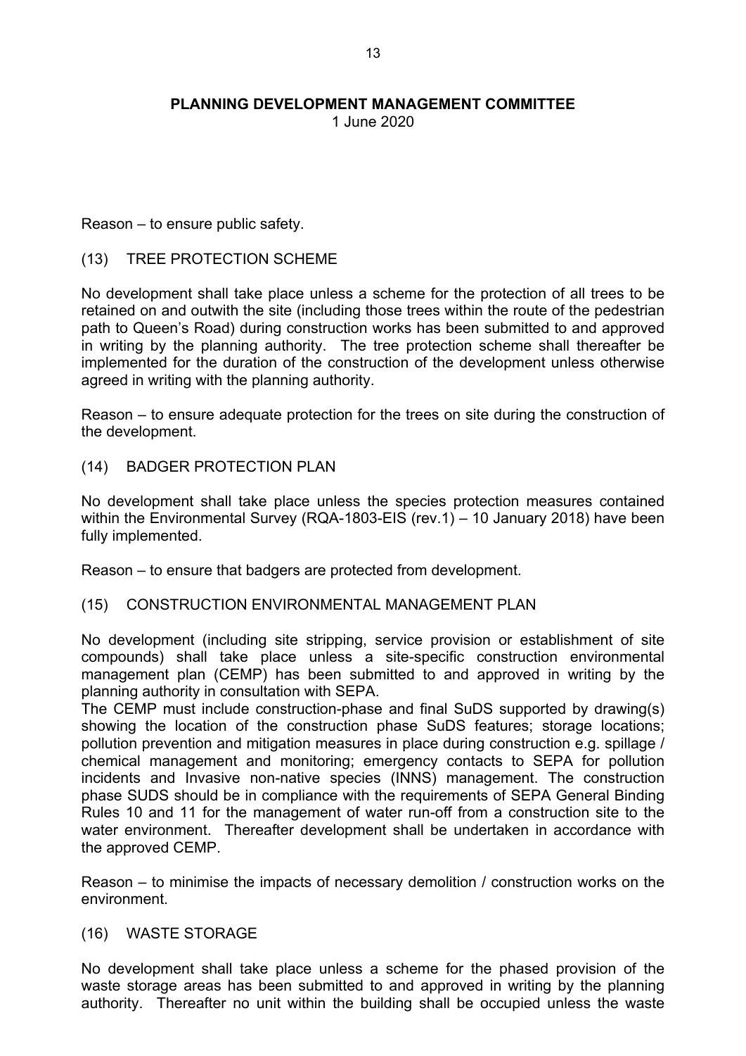Reason – to ensure public safety.

(13) TREE PROTECTION SCHEME

No development shall take place unless a scheme for the protection of all trees to be retained on and outwith the site (including those trees within the route of the pedestrian path to Queen's Road) during construction works has been submitted to and approved in writing by the planning authority. The tree protection scheme shall thereafter be implemented for the duration of the construction of the development unless otherwise agreed in writing with the planning authority.

Reason – to ensure adequate protection for the trees on site during the construction of the development.

(14) BADGER PROTECTION PLAN

No development shall take place unless the species protection measures contained within the Environmental Survey (RQA-1803-EIS (rev.1) – 10 January 2018) have been fully implemented.

Reason – to ensure that badgers are protected from development.

(15) CONSTRUCTION ENVIRONMENTAL MANAGEMENT PLAN

No development (including site stripping, service provision or establishment of site compounds) shall take place unless a site-specific construction environmental management plan (CEMP) has been submitted to and approved in writing by the planning authority in consultation with SEPA.
The CEMP must include construction-phase and final SuDS supported by drawing(s) showing the location of the construction phase SuDS features; storage locations; pollution prevention and mitigation measures in place during construction e.g. spillage / chemical management and monitoring; emergency contacts to SEPA for pollution incidents and Invasive non-native species (INNS) management. The construction phase SUDS should be in compliance with the requirements of SEPA General Binding Rules 10 and 11 for the management of water run-off from a construction site to the water environment. Thereafter development shall be undertaken in accordance with the approved CEMP.

Reason – to minimise the impacts of necessary demolition / construction works on the environment.

(16) WASTE STORAGE

No development shall take place unless a scheme for the phased provision of the waste storage areas has been submitted to and approved in writing by the planning authority. Thereafter no unit within the building shall be occupied unless the waste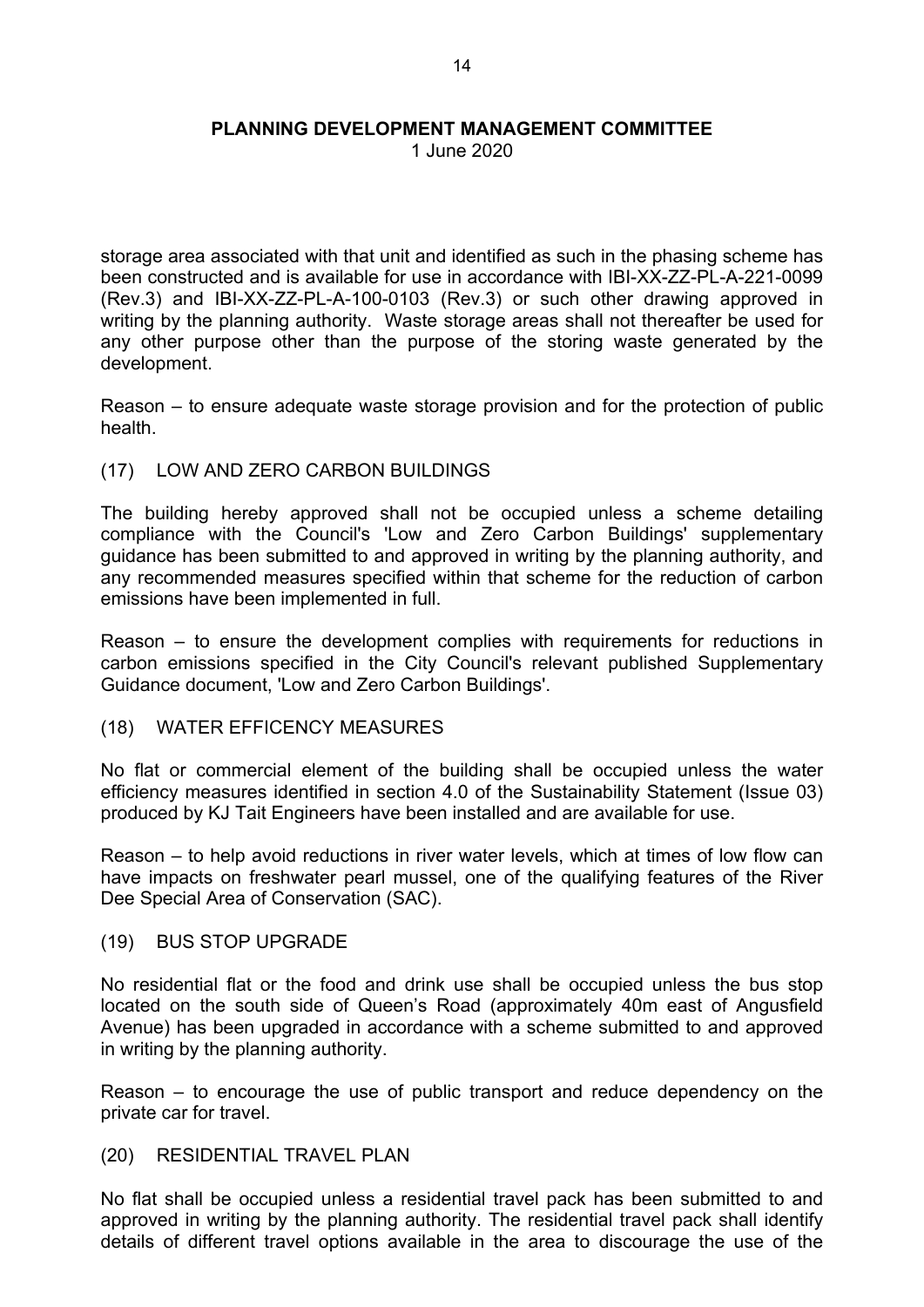storage area associated with that unit and identified as such in the phasing scheme has been constructed and is available for use in accordance with IBI-XX-ZZ-PL-A-221-0099 (Rev.3) and IBI-XX-ZZ-PL-A-100-0103 (Rev.3) or such other drawing approved in writing by the planning authority. Waste storage areas shall not thereafter be used for any other purpose other than the purpose of the storing waste generated by the development.

Reason – to ensure adequate waste storage provision and for the protection of public health.

(17) LOW AND ZERO CARBON BUILDINGS

The building hereby approved shall not be occupied unless a scheme detailing compliance with the Council's 'Low and Zero Carbon Buildings' supplementary guidance has been submitted to and approved in writing by the planning authority, and any recommended measures specified within that scheme for the reduction of carbon emissions have been implemented in full.

Reason – to ensure the development complies with requirements for reductions in carbon emissions specified in the City Council's relevant published Supplementary Guidance document, 'Low and Zero Carbon Buildings'.

(18) WATER EFFICENCY MEASURES

No flat or commercial element of the building shall be occupied unless the water efficiency measures identified in section 4.0 of the Sustainability Statement (Issue 03) produced by KJ Tait Engineers have been installed and are available for use.

Reason – to help avoid reductions in river water levels, which at times of low flow can have impacts on freshwater pearl mussel, one of the qualifying features of the River Dee Special Area of Conservation (SAC).

(19) BUS STOP UPGRADE

No residential flat or the food and drink use shall be occupied unless the bus stop located on the south side of Queen's Road (approximately 40m east of Angusfield Avenue) has been upgraded in accordance with a scheme submitted to and approved in writing by the planning authority.

Reason – to encourage the use of public transport and reduce dependency on the private car for travel.

(20) RESIDENTIAL TRAVEL PLAN

No flat shall be occupied unless a residential travel pack has been submitted to and approved in writing by the planning authority. The residential travel pack shall identify details of different travel options available in the area to discourage the use of the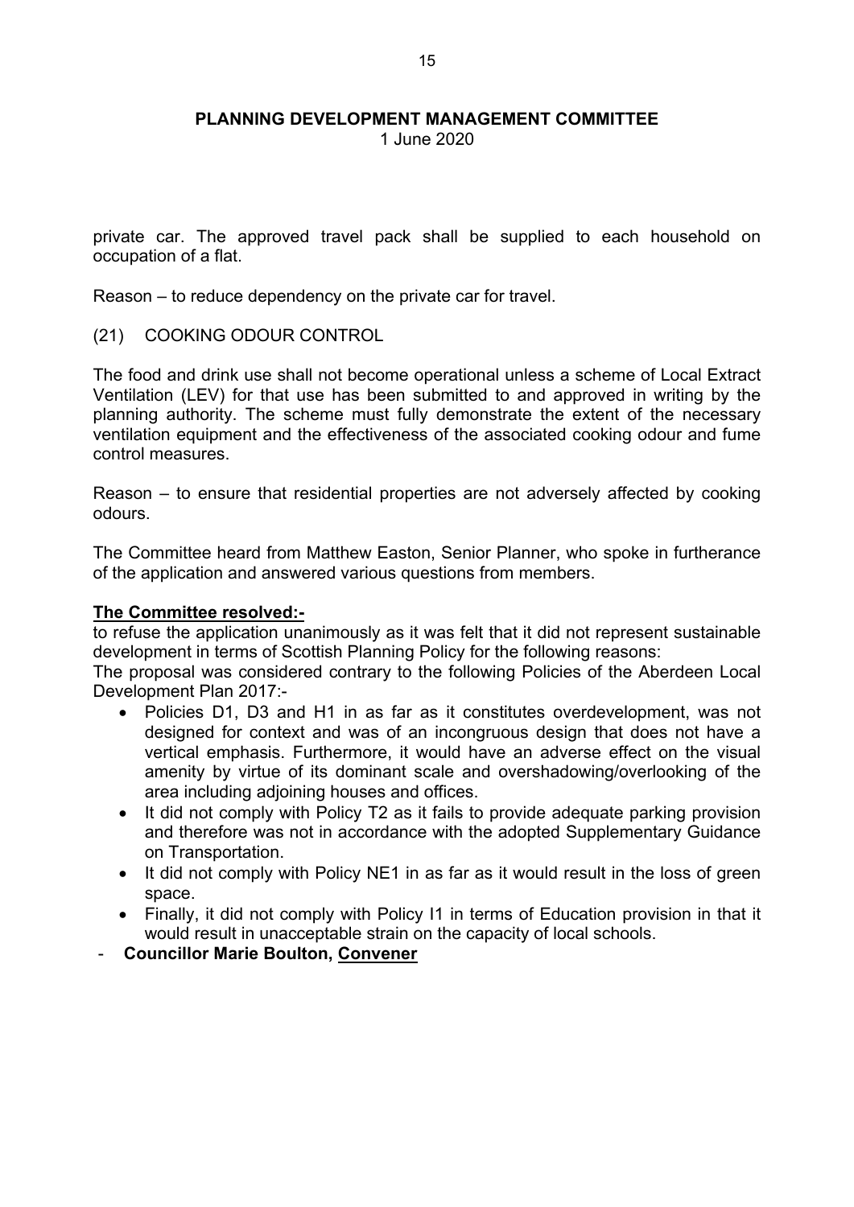private car. The approved travel pack shall be supplied to each household on occupation of a flat.

Reason – to reduce dependency on the private car for travel.

(21) COOKING ODOUR CONTROL

The food and drink use shall not become operational unless a scheme of Local Extract Ventilation (LEV) for that use has been submitted to and approved in writing by the planning authority. The scheme must fully demonstrate the extent of the necessary ventilation equipment and the effectiveness of the associated cooking odour and fume control measures.

Reason – to ensure that residential properties are not adversely affected by cooking odours.

The Committee heard from Matthew Easton, Senior Planner, who spoke in furtherance of the application and answered various questions from members.

**The Committee resolved:-**

to refuse the application unanimously as it was felt that it did not represent sustainable development in terms of Scottish Planning Policy for the following reasons:

The proposal was considered contrary to the following Policies of the Aberdeen Local Development Plan 2017:-

- Policies D1, D3 and H1 in as far as it constitutes overdevelopment, was not designed for context and was of an incongruous design that does not have a vertical emphasis. Furthermore, it would have an adverse effect on the visual amenity by virtue of its dominant scale and overshadowing/overlooking of the area including adjoining houses and offices.
- It did not comply with Policy T2 as it fails to provide adequate parking provision and therefore was not in accordance with the adopted Supplementary Guidance on Transportation.
- It did not comply with Policy NE1 in as far as it would result in the loss of green space.
- Finally, it did not comply with Policy I1 in terms of Education provision in that it would result in unacceptable strain on the capacity of local schools.

- **Councillor Marie Boulton, Convener**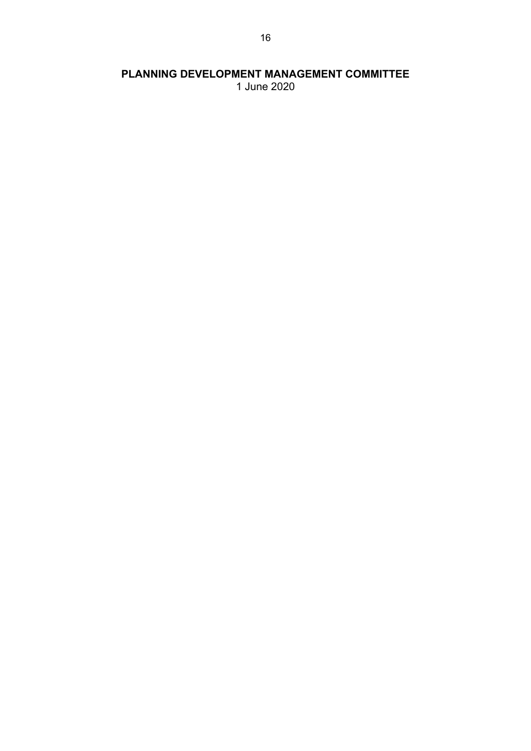**PLANNING DEVELOPMENT MANAGEMENT COMMITTEE**
1 June 2020